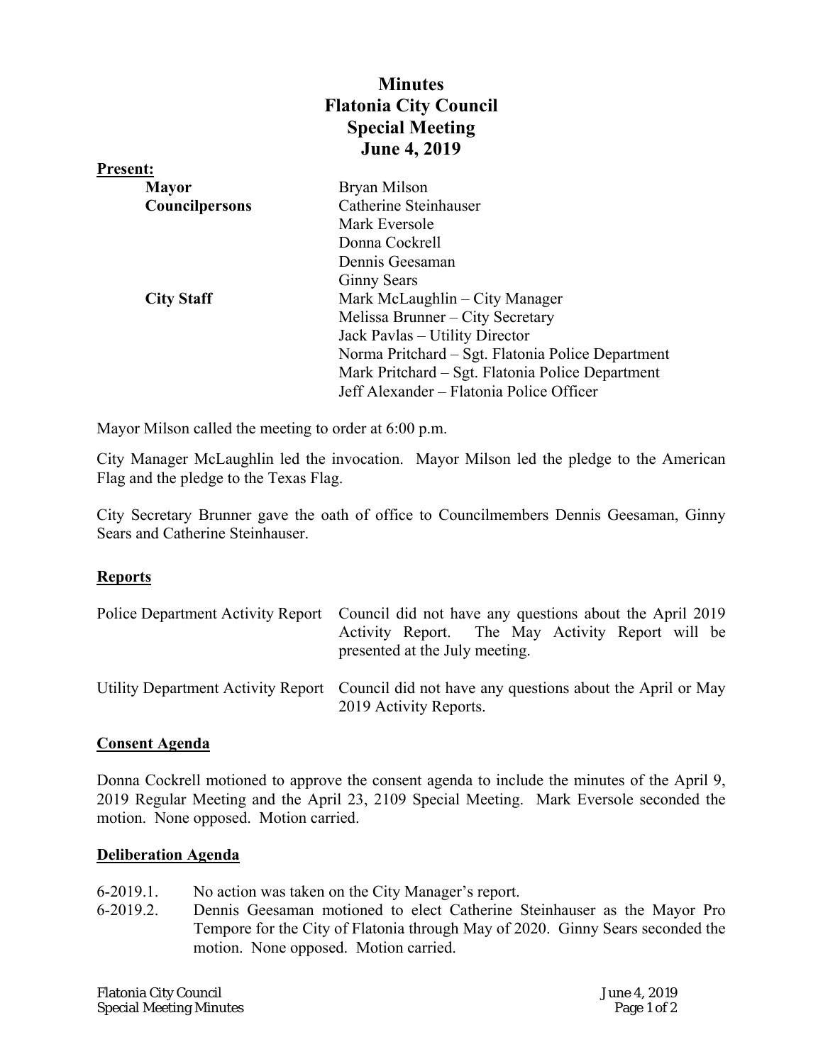# Minutes
# Flatonia City Council
# Special Meeting
# June 4, 2019

**Present:**

| | |
|---|---|
| **Mayor** | Bryan Milson |
| **Councilpersons** | Catherine Steinhauser |
| | Mark Eversole |
| | Donna Cockrell |
| | Dennis Geesaman |
| | Ginny Sears |
| **City Staff** | Mark McLaughlin – City Manager |
| | Melissa Brunner – City Secretary |
| | Jack Pavlas – Utility Director |
| | Norma Pritchard – Sgt. Flatonia Police Department |
| | Mark Pritchard – Sgt. Flatonia Police Department |
| | Jeff Alexander – Flatonia Police Officer |

Mayor Milson called the meeting to order at 6:00 p.m.

City Manager McLaughlin led the invocation. Mayor Milson led the pledge to the American Flag and the pledge to the Texas Flag.

City Secretary Brunner gave the oath of office to Councilmembers Dennis Geesaman, Ginny Sears and Catherine Steinhauser.

## Reports

| | |
|---|---|
| Police Department Activity Report | Council did not have any questions about the April 2019 Activity Report. The May Activity Report will be presented at the July meeting. |
| Utility Department Activity Report | Council did not have any questions about the April or May 2019 Activity Reports. |

## Consent Agenda

Donna Cockrell motioned to approve the consent agenda to include the minutes of the April 9, 2019 Regular Meeting and the April 23, 2109 Special Meeting. Mark Eversole seconded the motion. None opposed. Motion carried.

## Deliberation Agenda

6-2019.1. No action was taken on the City Manager's report.

6-2019.2. Dennis Geesaman motioned to elect Catherine Steinhauser as the Mayor Pro Tempore for the City of Flatonia through May of 2020. Ginny Sears seconded the motion. None opposed. Motion carried.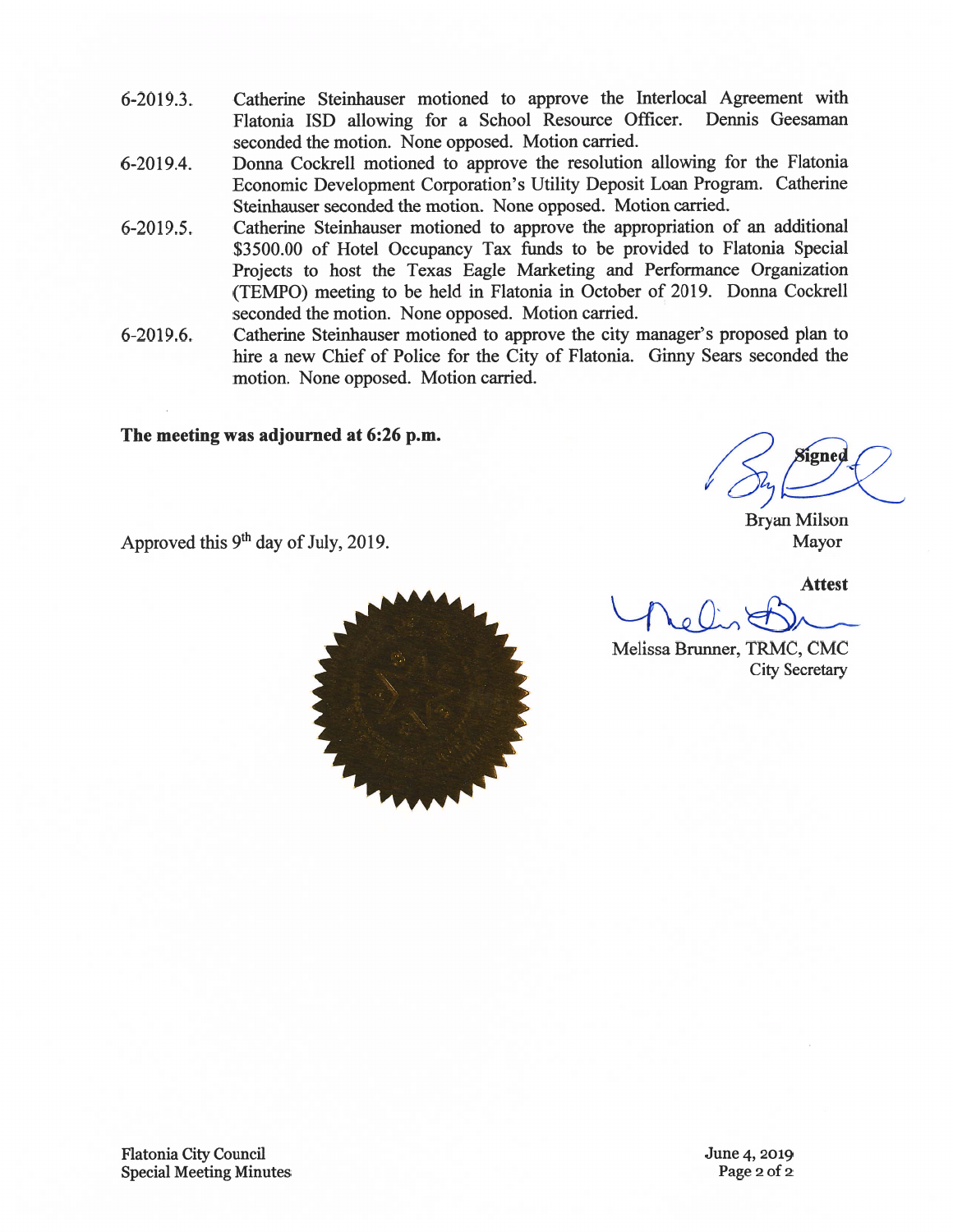6-2019.3. Catherine Steinhauser motioned to approve the Interlocal Agreement with Flatonia ISD allowing for a School Resource Officer. Dennis Geesaman seconded the motion. None opposed. Motion carried.

6-2019.4. Donna Cockrell motioned to approve the resolution allowing for the Flatonia Economic Development Corporation's Utility Deposit Loan Program. Catherine Steinhauser seconded the motion. None opposed. Motion carried.

6-2019.5. Catherine Steinhauser motioned to approve the appropriation of an additional $3500.00 of Hotel Occupancy Tax funds to be provided to Flatonia Special Projects to host the Texas Eagle Marketing and Performance Organization (TEMPO) meeting to be held in Flatonia in October of 2019. Donna Cockrell seconded the motion. None opposed. Motion carried.

6-2019.6. Catherine Steinhauser motioned to approve the city manager's proposed plan to hire a new Chief of Police for the City of Flatonia. Ginny Sears seconded the motion. None opposed. Motion carried.

**The meeting was adjourned at 6:26 p.m.**

Approved this 9th day of July, 2019.

**Signed**

Bryan Milson
Mayor

**Attest**

Melissa Brunner, TRMC, CMC
City Secretary

Flatonia City Council
Special Meeting Minutes

June 4, 2019